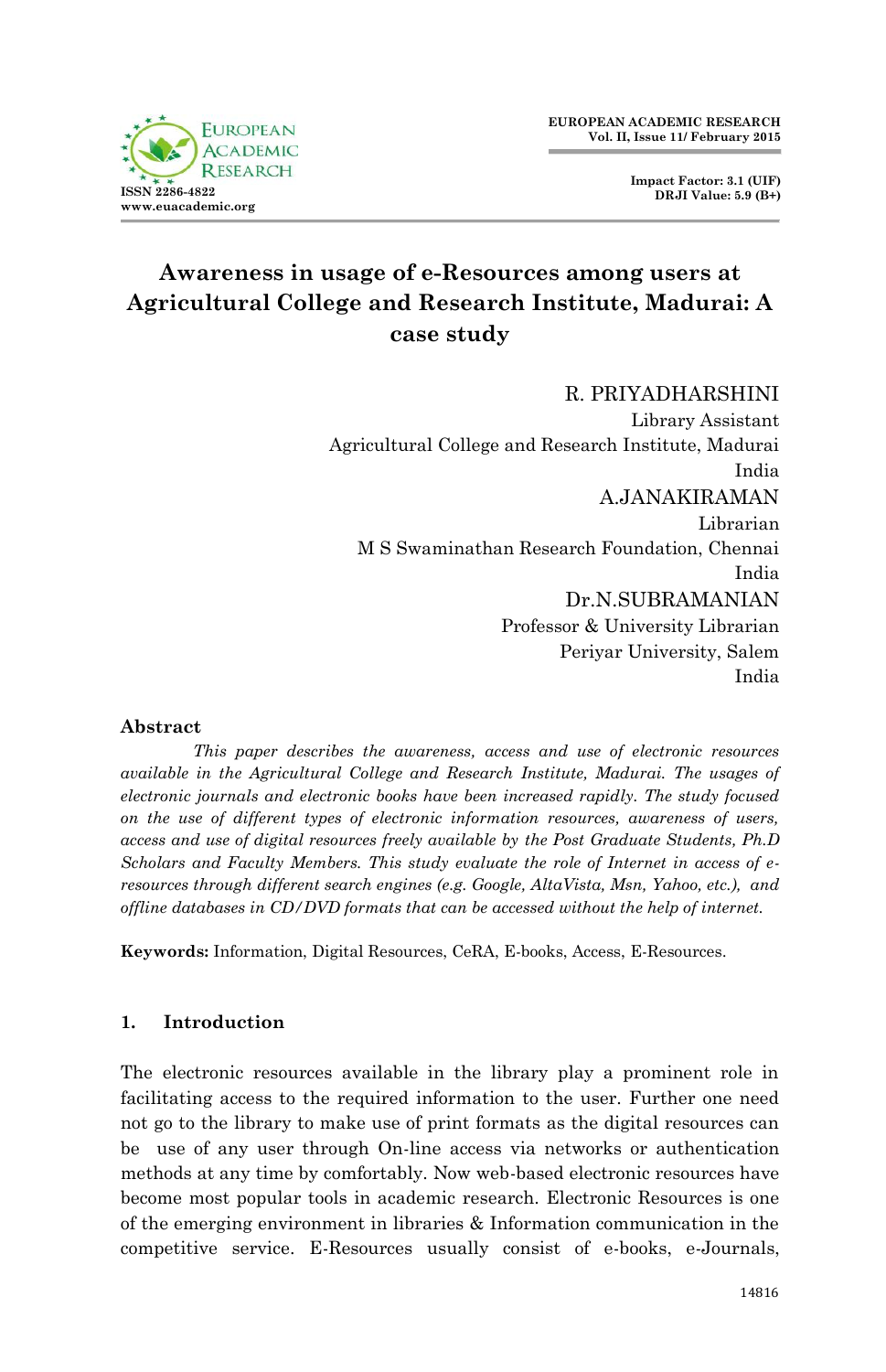# Awareness in usage of e-Resources among users at Agricultural College and Research Institute, Madurai: A case study

R. PRIYADHARSHINI
Library Assistant
Agricultural College and Research Institute, Madurai
India

A.JANAKIRAMAN
Librarian
M S Swaminathan Research Foundation, Chennai
India

Dr.N.SUBRAMANIAN
Professor & University Librarian
Periyar University, Salem
India

## Abstract

*This paper describes the awareness, access and use of electronic resources available in the Agricultural College and Research Institute, Madurai. The usages of electronic journals and electronic books have been increased rapidly. The study focused on the use of different types of electronic information resources, awareness of users, access and use of digital resources freely available by the Post Graduate Students, Ph.D Scholars and Faculty Members. This study evaluate the role of Internet in access of e-resources through different search engines (e.g. Google, AltaVista, Msn, Yahoo, etc.), and offline databases in CD/DVD formats that can be accessed without the help of internet.*

**Keywords:** Information, Digital Resources, CeRA, E-books, Access, E-Resources.

## 1. Introduction

The electronic resources available in the library play a prominent role in facilitating access to the required information to the user. Further one need not go to the library to make use of print formats as the digital resources can be use of any user through On-line access via networks or authentication methods at any time by comfortably. Now web-based electronic resources have become most popular tools in academic research. Electronic Resources is one of the emerging environment in libraries & Information communication in the competitive service. E-Resources usually consist of e-books, e-Journals,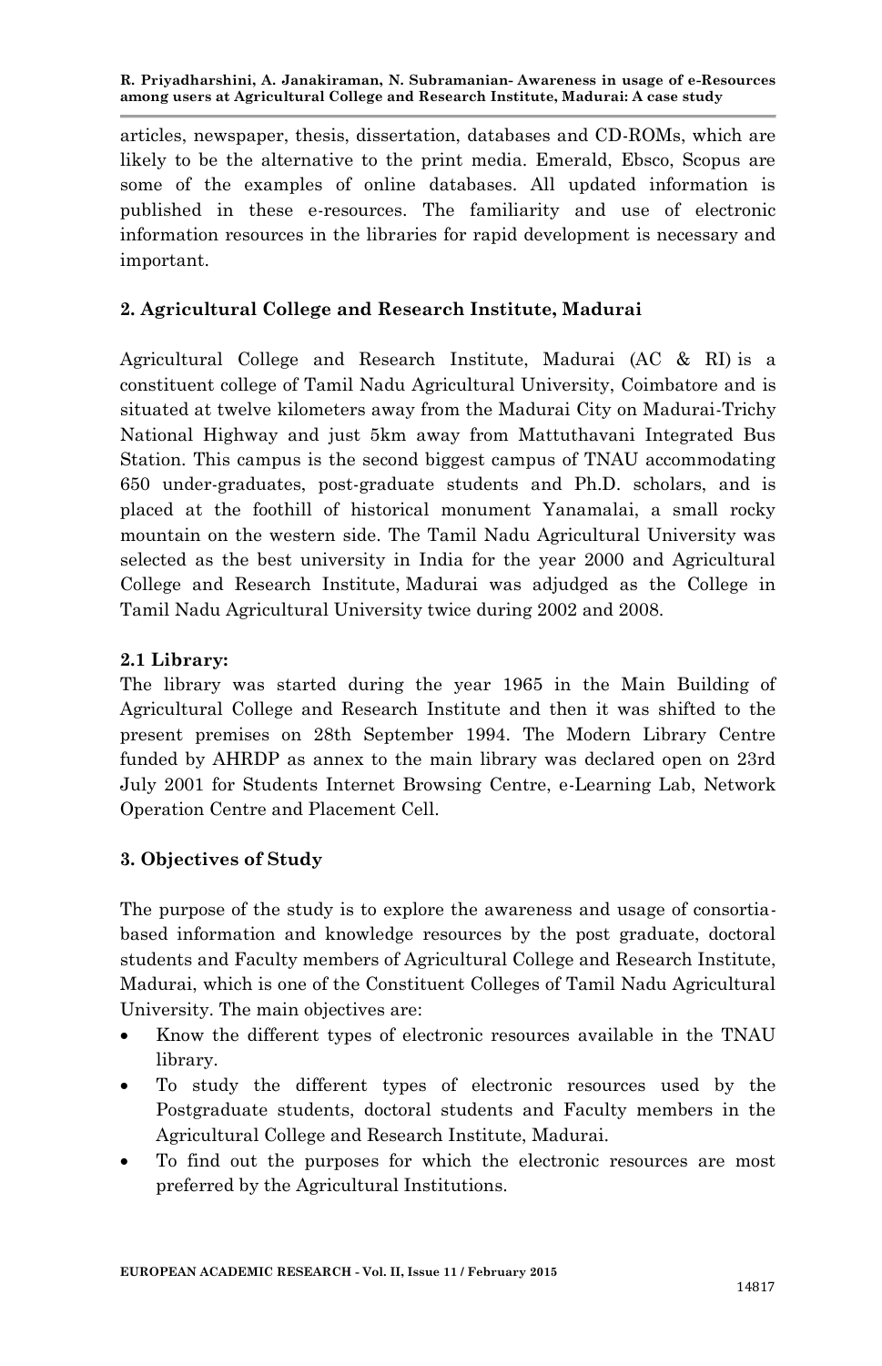articles, newspaper, thesis, dissertation, databases and CD-ROMs, which are likely to be the alternative to the print media. Emerald, Ebsco, Scopus are some of the examples of online databases. All updated information is published in these e-resources. The familiarity and use of electronic information resources in the libraries for rapid development is necessary and important.

## 2. Agricultural College and Research Institute, Madurai

Agricultural College and Research Institute, Madurai (AC & RI) is a constituent college of Tamil Nadu Agricultural University, Coimbatore and is situated at twelve kilometers away from the Madurai City on Madurai-Trichy National Highway and just 5km away from Mattuthavani Integrated Bus Station. This campus is the second biggest campus of TNAU accommodating 650 under-graduates, post-graduate students and Ph.D. scholars, and is placed at the foothill of historical monument Yanamalai, a small rocky mountain on the western side. The Tamil Nadu Agricultural University was selected as the best university in India for the year 2000 and Agricultural College and Research Institute, Madurai was adjudged as the College in Tamil Nadu Agricultural University twice during 2002 and 2008.

### 2.1 Library:

The library was started during the year 1965 in the Main Building of Agricultural College and Research Institute and then it was shifted to the present premises on 28th September 1994. The Modern Library Centre funded by AHRDP as annex to the main library was declared open on 23rd July 2001 for Students Internet Browsing Centre, e-Learning Lab, Network Operation Centre and Placement Cell.

## 3. Objectives of Study

The purpose of the study is to explore the awareness and usage of consortia-based information and knowledge resources by the post graduate, doctoral students and Faculty members of Agricultural College and Research Institute, Madurai, which is one of the Constituent Colleges of Tamil Nadu Agricultural University. The main objectives are:

- Know the different types of electronic resources available in the TNAU library.
- To study the different types of electronic resources used by the Postgraduate students, doctoral students and Faculty members in the Agricultural College and Research Institute, Madurai.
- To find out the purposes for which the electronic resources are most preferred by the Agricultural Institutions.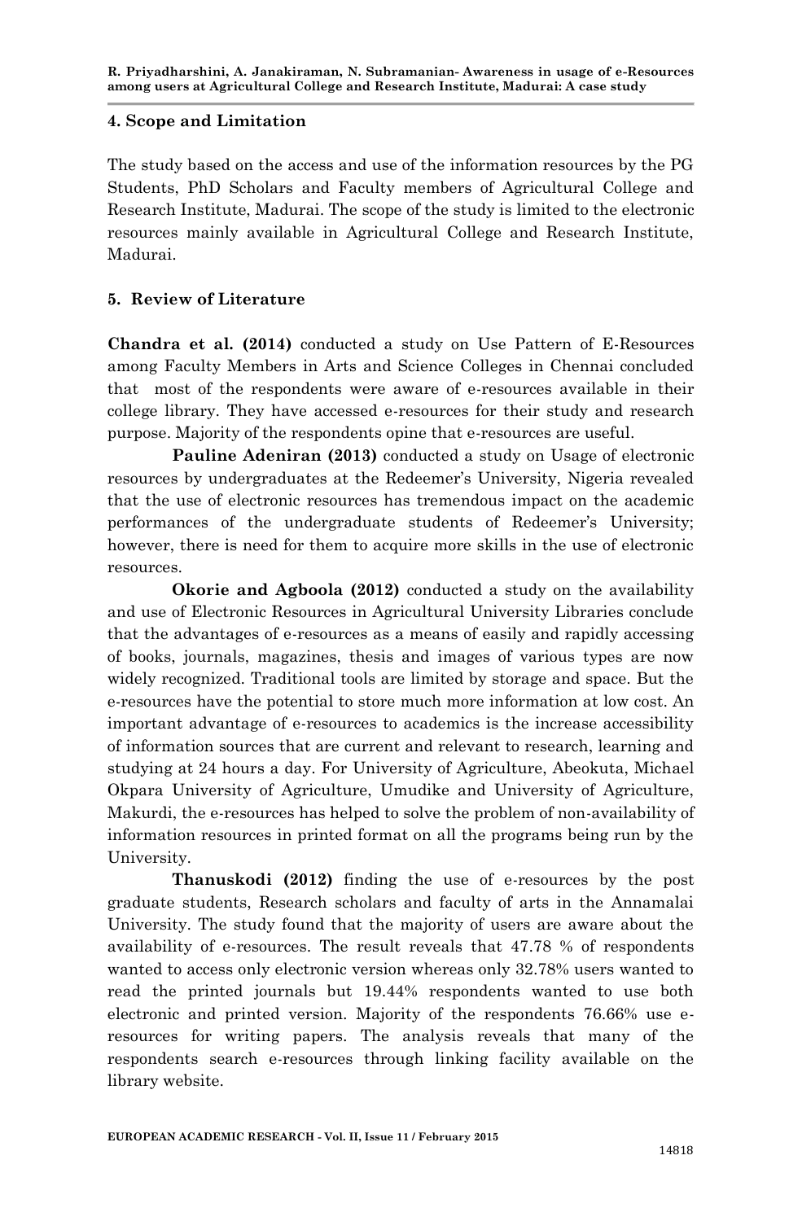## 4. Scope and Limitation

The study based on the access and use of the information resources by the PG Students, PhD Scholars and Faculty members of Agricultural College and Research Institute, Madurai. The scope of the study is limited to the electronic resources mainly available in Agricultural College and Research Institute, Madurai.

## 5. Review of Literature

**Chandra et al. (2014)** conducted a study on Use Pattern of E-Resources among Faculty Members in Arts and Science Colleges in Chennai concluded that most of the respondents were aware of e-resources available in their college library. They have accessed e-resources for their study and research purpose. Majority of the respondents opine that e-resources are useful.

**Pauline Adeniran (2013)** conducted a study on Usage of electronic resources by undergraduates at the Redeemer's University, Nigeria revealed that the use of electronic resources has tremendous impact on the academic performances of the undergraduate students of Redeemer's University; however, there is need for them to acquire more skills in the use of electronic resources.

**Okorie and Agboola (2012)** conducted a study on the availability and use of Electronic Resources in Agricultural University Libraries conclude that the advantages of e-resources as a means of easily and rapidly accessing of books, journals, magazines, thesis and images of various types are now widely recognized. Traditional tools are limited by storage and space. But the e-resources have the potential to store much more information at low cost. An important advantage of e-resources to academics is the increase accessibility of information sources that are current and relevant to research, learning and studying at 24 hours a day. For University of Agriculture, Abeokuta, Michael Okpara University of Agriculture, Umudike and University of Agriculture, Makurdi, the e-resources has helped to solve the problem of non-availability of information resources in printed format on all the programs being run by the University.

**Thanuskodi (2012)** finding the use of e-resources by the post graduate students, Research scholars and faculty of arts in the Annamalai University. The study found that the majority of users are aware about the availability of e-resources. The result reveals that 47.78 % of respondents wanted to access only electronic version whereas only 32.78% users wanted to read the printed journals but 19.44% respondents wanted to use both electronic and printed version. Majority of the respondents 76.66% use e-resources for writing papers. The analysis reveals that many of the respondents search e-resources through linking facility available on the library website.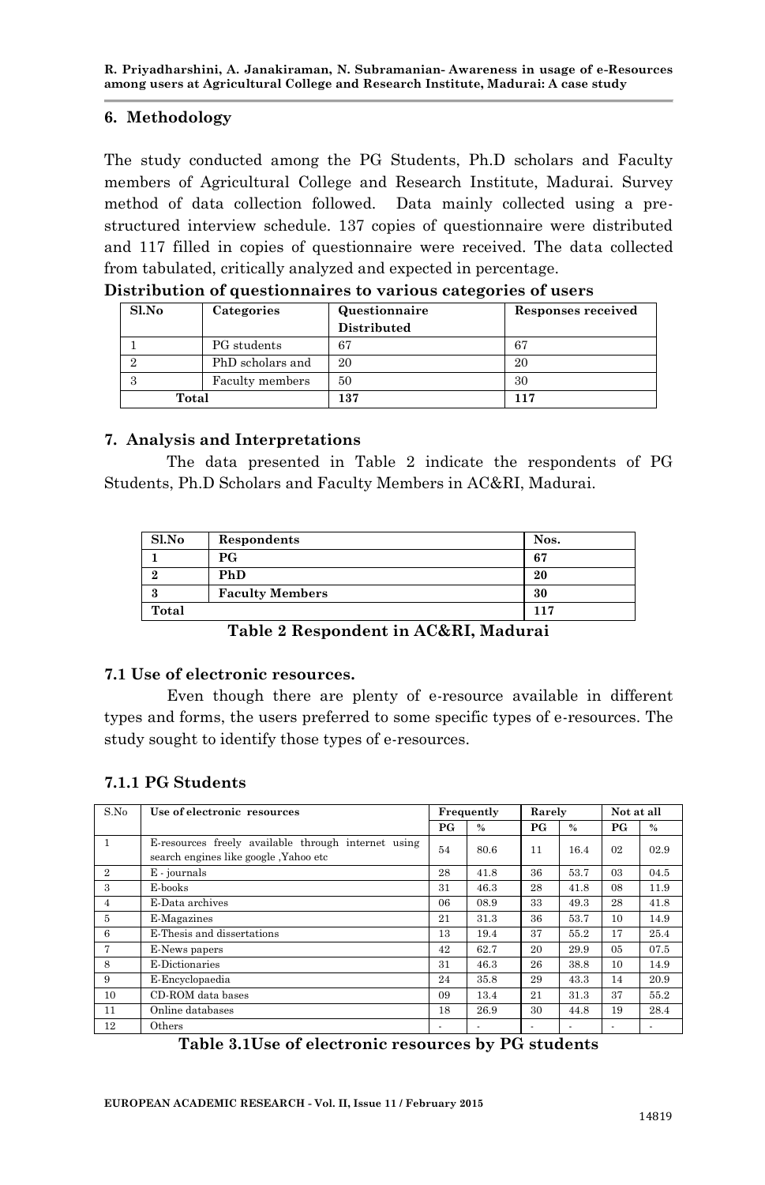## 6. Methodology

The study conducted among the PG Students, Ph.D scholars and Faculty members of Agricultural College and Research Institute, Madurai. Survey method of data collection followed. Data mainly collected using a pre-structured interview schedule. 137 copies of questionnaire were distributed and 117 filled in copies of questionnaire were received. The data collected from tabulated, critically analyzed and expected in percentage.

**Distribution of questionnaires to various categories of users**

| Sl.No | Categories | Questionnaire Distributed | Responses received |
|---|---|---|---|
| 1 | PG students | 67 | 67 |
| 2 | PhD scholars and | 20 | 20 |
| 3 | Faculty members | 50 | 30 |
| Total | | 137 | 117 |

## 7. Analysis and Interpretations

The data presented in Table 2 indicate the respondents of PG Students, Ph.D Scholars and Faculty Members in AC&RI, Madurai.

| Sl.No | Respondents | Nos. |
|---|---|---|
| **1** | **PG** | **67** |
| **2** | **PhD** | **20** |
| **3** | **Faculty Members** | **30** |
| **Total** | | **117** |

**Table 2 Respondent in AC&RI, Madurai**

### 7.1 Use of electronic resources.

Even though there are plenty of e-resource available in different types and forms, the users preferred to some specific types of e-resources. The study sought to identify those types of e-resources.

### 7.1.1 PG Students

| S.No | Use of electronic resources | Frequently | | Rarely | | Not at all | |
|---|---|---|---|---|---|---|---|
| | | PG | % | PG | % | PG | % |
| 1 | E-resources freely available through internet using search engines like google ,Yahoo etc | 54 | 80.6 | 11 | 16.4 | 02 | 02.9 |
| 2 | E - journals | 28 | 41.8 | 36 | 53.7 | 03 | 04.5 |
| 3 | E-books | 31 | 46.3 | 28 | 41.8 | 08 | 11.9 |
| 4 | E-Data archives | 06 | 08.9 | 33 | 49.3 | 28 | 41.8 |
| 5 | E-Magazines | 21 | 31.3 | 36 | 53.7 | 10 | 14.9 |
| 6 | E-Thesis and dissertations | 13 | 19.4 | 37 | 55.2 | 17 | 25.4 |
| 7 | E-News papers | 42 | 62.7 | 20 | 29.9 | 05 | 07.5 |
| 8 | E-Dictionaries | 31 | 46.3 | 26 | 38.8 | 10 | 14.9 |
| 9 | E-Encyclopaedia | 24 | 35.8 | 29 | 43.3 | 14 | 20.9 |
| 10 | CD-ROM data bases | 09 | 13.4 | 21 | 31.3 | 37 | 55.2 |
| 11 | Online databases | 18 | 26.9 | 30 | 44.8 | 19 | 28.4 |
| 12 | Others | - | - | - | - | - | - |

**Table 3.1Use of electronic resources by PG students**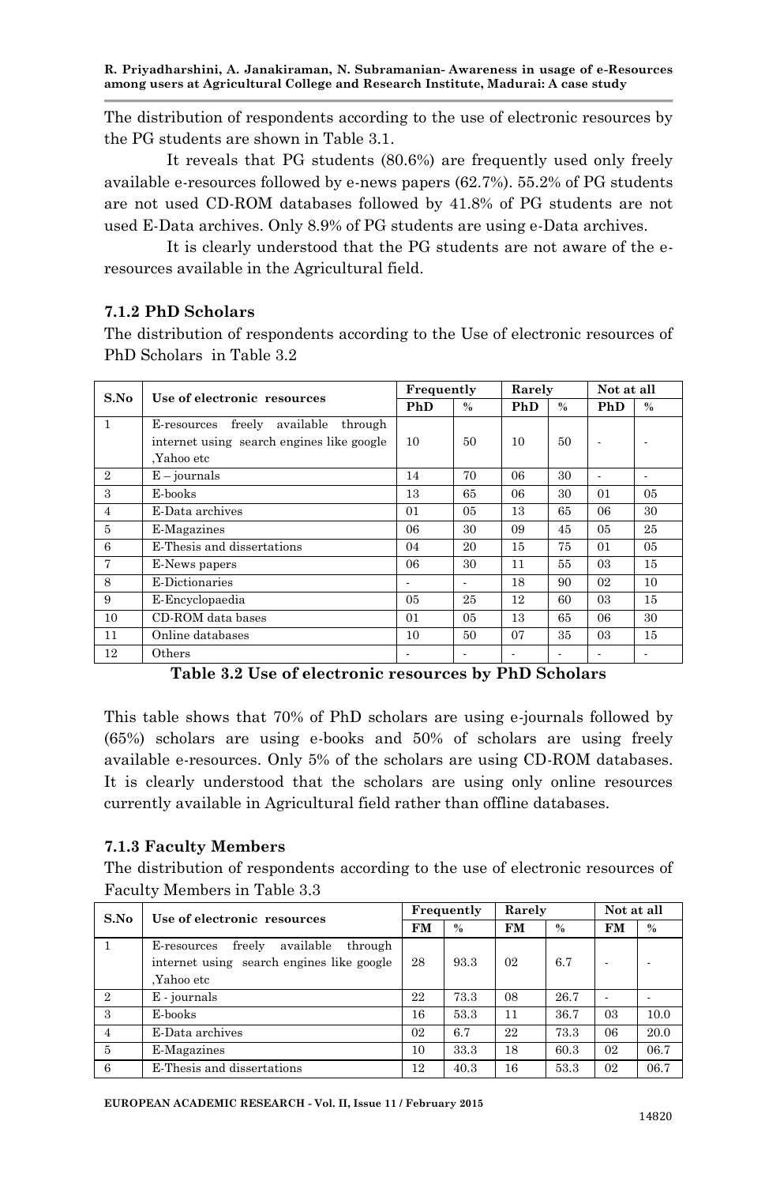The distribution of respondents according to the use of electronic resources by the PG students are shown in Table 3.1.

It reveals that PG students (80.6%) are frequently used only freely available e-resources followed by e-news papers (62.7%). 55.2% of PG students are not used CD-ROM databases followed by 41.8% of PG students are not used E-Data archives. Only 8.9% of PG students are using e-Data archives.

It is clearly understood that the PG students are not aware of the e-resources available in the Agricultural field.

### 7.1.2 PhD Scholars

The distribution of respondents according to the Use of electronic resources of PhD Scholars in Table 3.2

| S.No | Use of electronic resources | Frequently | | Rarely | | Not at all | |
|---|---|---|---|---|---|---|---|
| | | PhD | % | PhD | % | PhD | % |
| 1 | E-resources freely available through internet using search engines like google ,Yahoo etc | 10 | 50 | 10 | 50 | - | - |
| 2 | E – journals | 14 | 70 | 06 | 30 | - | - |
| 3 | E-books | 13 | 65 | 06 | 30 | 01 | 05 |
| 4 | E-Data archives | 01 | 05 | 13 | 65 | 06 | 30 |
| 5 | E-Magazines | 06 | 30 | 09 | 45 | 05 | 25 |
| 6 | E-Thesis and dissertations | 04 | 20 | 15 | 75 | 01 | 05 |
| 7 | E-News papers | 06 | 30 | 11 | 55 | 03 | 15 |
| 8 | E-Dictionaries | - | - | 18 | 90 | 02 | 10 |
| 9 | E-Encyclopaedia | 05 | 25 | 12 | 60 | 03 | 15 |
| 10 | CD-ROM data bases | 01 | 05 | 13 | 65 | 06 | 30 |
| 11 | Online databases | 10 | 50 | 07 | 35 | 03 | 15 |
| 12 | Others | - | - | - | - | - | - |

**Table 3.2 Use of electronic resources by PhD Scholars**

This table shows that 70% of PhD scholars are using e-journals followed by (65%) scholars are using e-books and 50% of scholars are using freely available e-resources. Only 5% of the scholars are using CD-ROM databases. It is clearly understood that the scholars are using only online resources currently available in Agricultural field rather than offline databases.

### 7.1.3 Faculty Members

The distribution of respondents according to the use of electronic resources of Faculty Members in Table 3.3

| S.No | Use of electronic resources | Frequently | | Rarely | | Not at all | |
|---|---|---|---|---|---|---|---|
| | | FM | % | FM | % | FM | % |
| 1 | E-resources freely available through internet using search engines like google ,Yahoo etc | 28 | 93.3 | 02 | 6.7 | - | - |
| 2 | E - journals | 22 | 73.3 | 08 | 26.7 | - | - |
| 3 | E-books | 16 | 53.3 | 11 | 36.7 | 03 | 10.0 |
| 4 | E-Data archives | 02 | 6.7 | 22 | 73.3 | 06 | 20.0 |
| 5 | E-Magazines | 10 | 33.3 | 18 | 60.3 | 02 | 06.7 |
| 6 | E-Thesis and dissertations | 12 | 40.3 | 16 | 53.3 | 02 | 06.7 |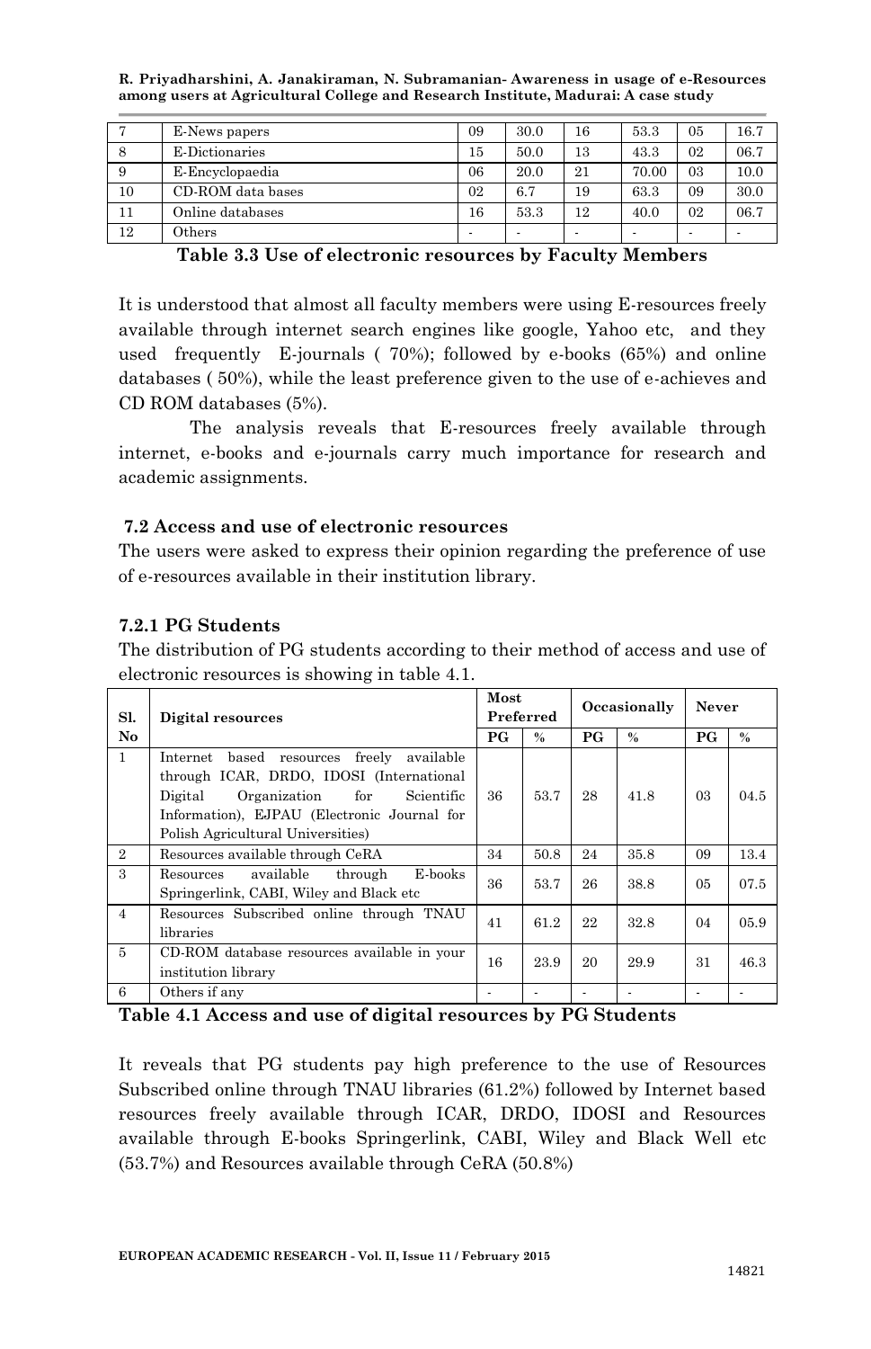| 7 | E-News papers | 09 | 30.0 | 16 | 53.3 | 05 | 16.7 |
|---|---|---|---|---|---|---|---|
| 8 | E-Dictionaries | 15 | 50.0 | 13 | 43.3 | 02 | 06.7 |
| 9 | E-Encyclopaedia | 06 | 20.0 | 21 | 70.00 | 03 | 10.0 |
| 10 | CD-ROM data bases | 02 | 6.7 | 19 | 63.3 | 09 | 30.0 |
| 11 | Online databases | 16 | 53.3 | 12 | 40.0 | 02 | 06.7 |
| 12 | Others | - | - | - | - | - | - |

**Table 3.3 Use of electronic resources by Faculty Members**

It is understood that almost all faculty members were using E-resources freely available through internet search engines like google, Yahoo etc, and they used frequently E-journals ( 70%); followed by e-books (65%) and online databases ( 50%), while the least preference given to the use of e-achieves and CD ROM databases (5%).

The analysis reveals that E-resources freely available through internet, e-books and e-journals carry much importance for research and academic assignments.

### 7.2 Access and use of electronic resources

The users were asked to express their opinion regarding the preference of use of e-resources available in their institution library.

#### 7.2.1 PG Students

The distribution of PG students according to their method of access and use of electronic resources is showing in table 4.1.

| Sl. No | Digital resources | Most Preferred | | Occasionally | | Never | |
|---|---|---|---|---|---|---|---|
| | | PG | % | PG | % | PG | % |
| 1 | Internet based resources freely available through ICAR, DRDO, IDOSI (International Digital Organization for Scientific Information), EJPAU (Electronic Journal for Polish Agricultural Universities) | 36 | 53.7 | 28 | 41.8 | 03 | 04.5 |
| 2 | Resources available through CeRA | 34 | 50.8 | 24 | 35.8 | 09 | 13.4 |
| 3 | Resources available through E-books Springerlink, CABI, Wiley and Black etc | 36 | 53.7 | 26 | 38.8 | 05 | 07.5 |
| 4 | Resources Subscribed online through TNAU libraries | 41 | 61.2 | 22 | 32.8 | 04 | 05.9 |
| 5 | CD-ROM database resources available in your institution library | 16 | 23.9 | 20 | 29.9 | 31 | 46.3 |
| 6 | Others if any | - | - | - | - | - | - |

**Table 4.1 Access and use of digital resources by PG Students**

It reveals that PG students pay high preference to the use of Resources Subscribed online through TNAU libraries (61.2%) followed by Internet based resources freely available through ICAR, DRDO, IDOSI and Resources available through E-books Springerlink, CABI, Wiley and Black Well etc (53.7%) and Resources available through CeRA (50.8%)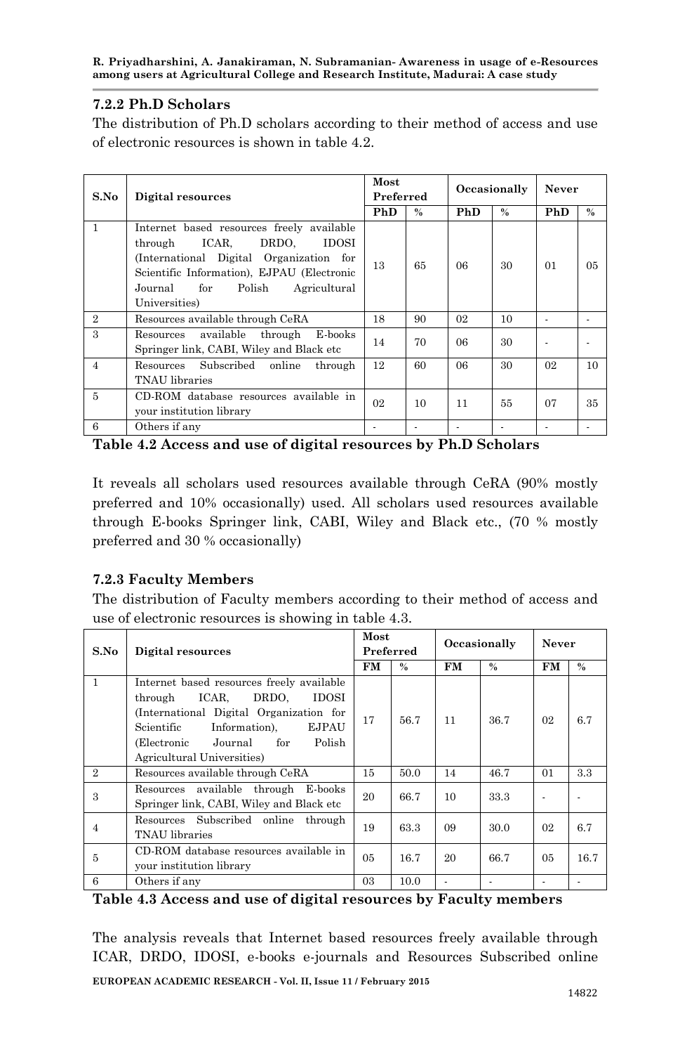### 7.2.2 Ph.D Scholars

The distribution of Ph.D scholars according to their method of access and use of electronic resources is shown in table 4.2.

| S.No | Digital resources | Most Preferred | | Occasionally | | Never | |
|---|---|---|---|---|---|---|---|
| | | PhD | % | PhD | % | PhD | % |
| 1 | Internet based resources freely available through ICAR, DRDO, IDOSI (International Digital Organization for Scientific Information), EJPAU (Electronic Journal for Polish Agricultural Universities) | 13 | 65 | 06 | 30 | 01 | 05 |
| 2 | Resources available through CeRA | 18 | 90 | 02 | 10 | - | - |
| 3 | Resources available through E-books Springer link, CABI, Wiley and Black etc | 14 | 70 | 06 | 30 | - | - |
| 4 | Resources Subscribed online through TNAU libraries | 12 | 60 | 06 | 30 | 02 | 10 |
| 5 | CD-ROM database resources available in your institution library | 02 | 10 | 11 | 55 | 07 | 35 |
| 6 | Others if any | - | - | - | - | - | - |

**Table 4.2 Access and use of digital resources by Ph.D Scholars**

It reveals all scholars used resources available through CeRA (90% mostly preferred and 10% occasionally) used. All scholars used resources available through E-books Springer link, CABI, Wiley and Black etc., (70 % mostly preferred and 30 % occasionally)

### 7.2.3 Faculty Members

The distribution of Faculty members according to their method of access and use of electronic resources is showing in table 4.3.

| S.No | Digital resources | Most Preferred | | Occasionally | | Never | |
|---|---|---|---|---|---|---|---|
| | | FM | % | FM | % | FM | % |
| 1 | Internet based resources freely available through ICAR, DRDO, IDOSI (International Digital Organization for Scientific Information), EJPAU (Electronic Journal for Polish Agricultural Universities) | 17 | 56.7 | 11 | 36.7 | 02 | 6.7 |
| 2 | Resources available through CeRA | 15 | 50.0 | 14 | 46.7 | 01 | 3.3 |
| 3 | Resources available through E-books Springer link, CABI, Wiley and Black etc | 20 | 66.7 | 10 | 33.3 | - | - |
| 4 | Resources Subscribed online through TNAU libraries | 19 | 63.3 | 09 | 30.0 | 02 | 6.7 |
| 5 | CD-ROM database resources available in your institution library | 05 | 16.7 | 20 | 66.7 | 05 | 16.7 |
| 6 | Others if any | 03 | 10.0 | - | - | - | - |

**Table 4.3 Access and use of digital resources by Faculty members**

The analysis reveals that Internet based resources freely available through ICAR, DRDO, IDOSI, e-books e-journals and Resources Subscribed online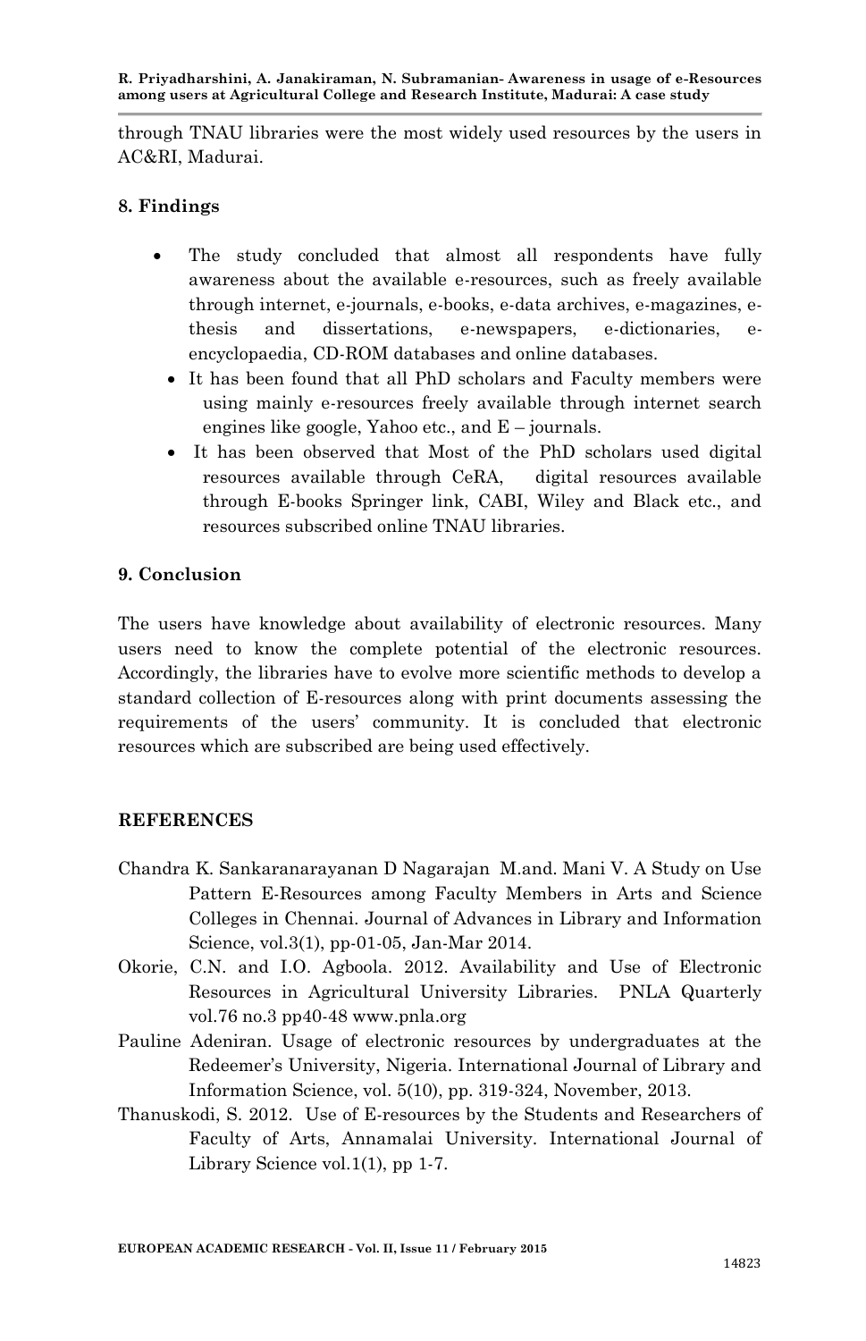through TNAU libraries were the most widely used resources by the users in AC&RI, Madurai.

## 8. Findings

- The study concluded that almost all respondents have fully awareness about the available e-resources, such as freely available through internet, e-journals, e-books, e-data archives, e-magazines, e-thesis and dissertations, e-newspapers, e-dictionaries, e-encyclopaedia, CD-ROM databases and online databases.
- It has been found that all PhD scholars and Faculty members were using mainly e-resources freely available through internet search engines like google, Yahoo etc., and E – journals.
- It has been observed that Most of the PhD scholars used digital resources available through CeRA, digital resources available through E-books Springer link, CABI, Wiley and Black etc., and resources subscribed online TNAU libraries.

## 9. Conclusion

The users have knowledge about availability of electronic resources. Many users need to know the complete potential of the electronic resources. Accordingly, the libraries have to evolve more scientific methods to develop a standard collection of E-resources along with print documents assessing the requirements of the users' community. It is concluded that electronic resources which are subscribed are being used effectively.

## REFERENCES

Chandra K. Sankaranarayanan D Nagarajan M.and. Mani V. A Study on Use Pattern E-Resources among Faculty Members in Arts and Science Colleges in Chennai. Journal of Advances in Library and Information Science, vol.3(1), pp-01-05, Jan-Mar 2014.

Okorie, C.N. and I.O. Agboola. 2012. Availability and Use of Electronic Resources in Agricultural University Libraries. PNLA Quarterly vol.76 no.3 pp40-48 www.pnla.org

Pauline Adeniran. Usage of electronic resources by undergraduates at the Redeemer's University, Nigeria. International Journal of Library and Information Science, vol. 5(10), pp. 319-324, November, 2013.

Thanuskodi, S. 2012. Use of E-resources by the Students and Researchers of Faculty of Arts, Annamalai University. International Journal of Library Science vol.1(1), pp 1-7.